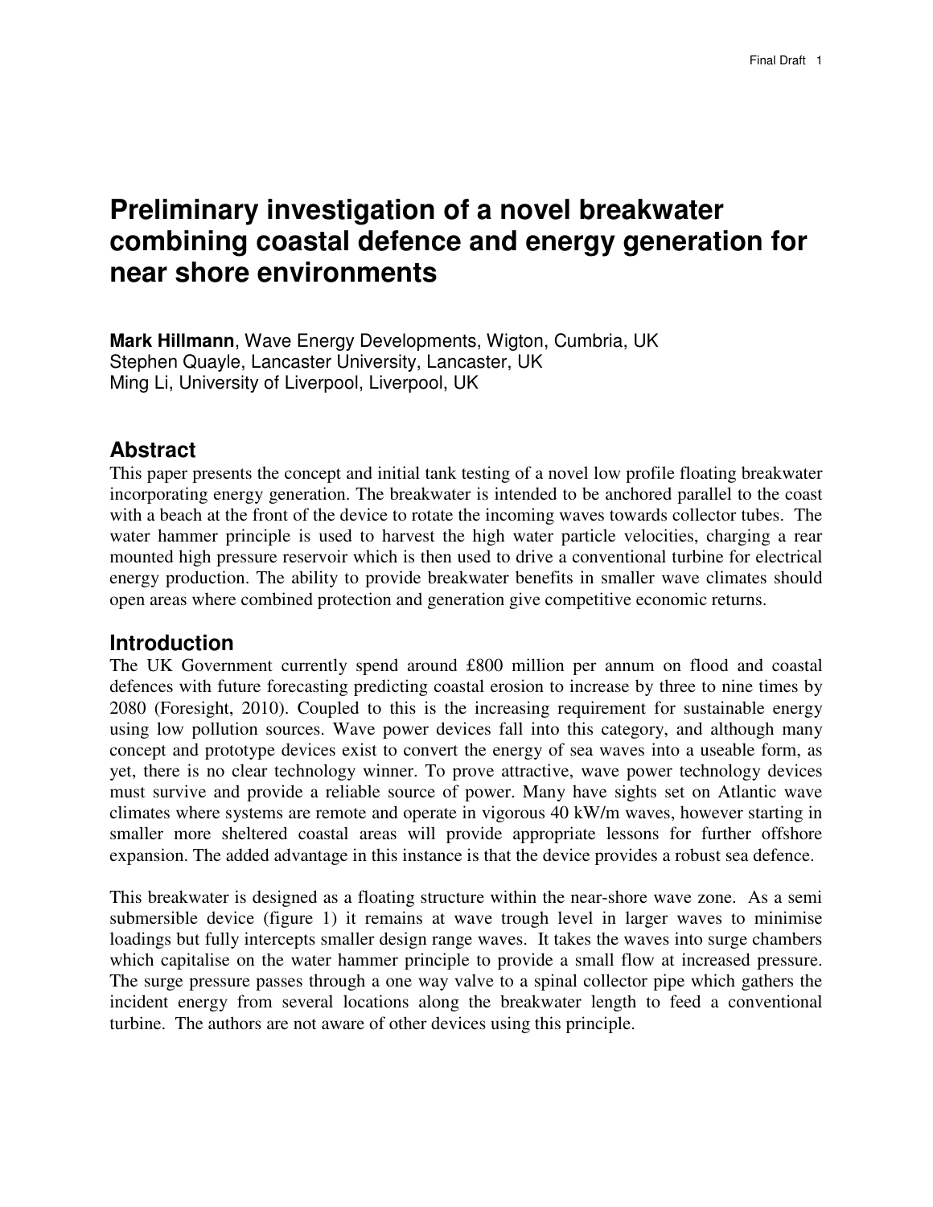# Preliminary investigation of a novel breakwater combining coastal defence and energy generation for near shore environments

**Mark Hillmann**, Wave Energy Developments, Wigton, Cumbria, UK
Stephen Quayle, Lancaster University, Lancaster, UK
Ming Li, University of Liverpool, Liverpool, UK

## Abstract

This paper presents the concept and initial tank testing of a novel low profile floating breakwater incorporating energy generation. The breakwater is intended to be anchored parallel to the coast with a beach at the front of the device to rotate the incoming waves towards collector tubes. The water hammer principle is used to harvest the high water particle velocities, charging a rear mounted high pressure reservoir which is then used to drive a conventional turbine for electrical energy production. The ability to provide breakwater benefits in smaller wave climates should open areas where combined protection and generation give competitive economic returns.

## Introduction

The UK Government currently spend around £800 million per annum on flood and coastal defences with future forecasting predicting coastal erosion to increase by three to nine times by 2080 (Foresight, 2010). Coupled to this is the increasing requirement for sustainable energy using low pollution sources. Wave power devices fall into this category, and although many concept and prototype devices exist to convert the energy of sea waves into a useable form, as yet, there is no clear technology winner. To prove attractive, wave power technology devices must survive and provide a reliable source of power. Many have sights set on Atlantic wave climates where systems are remote and operate in vigorous 40 kW/m waves, however starting in smaller more sheltered coastal areas will provide appropriate lessons for further offshore expansion. The added advantage in this instance is that the device provides a robust sea defence.

This breakwater is designed as a floating structure within the near-shore wave zone. As a semi submersible device (figure 1) it remains at wave trough level in larger waves to minimise loadings but fully intercepts smaller design range waves. It takes the waves into surge chambers which capitalise on the water hammer principle to provide a small flow at increased pressure. The surge pressure passes through a one way valve to a spinal collector pipe which gathers the incident energy from several locations along the breakwater length to feed a conventional turbine. The authors are not aware of other devices using this principle.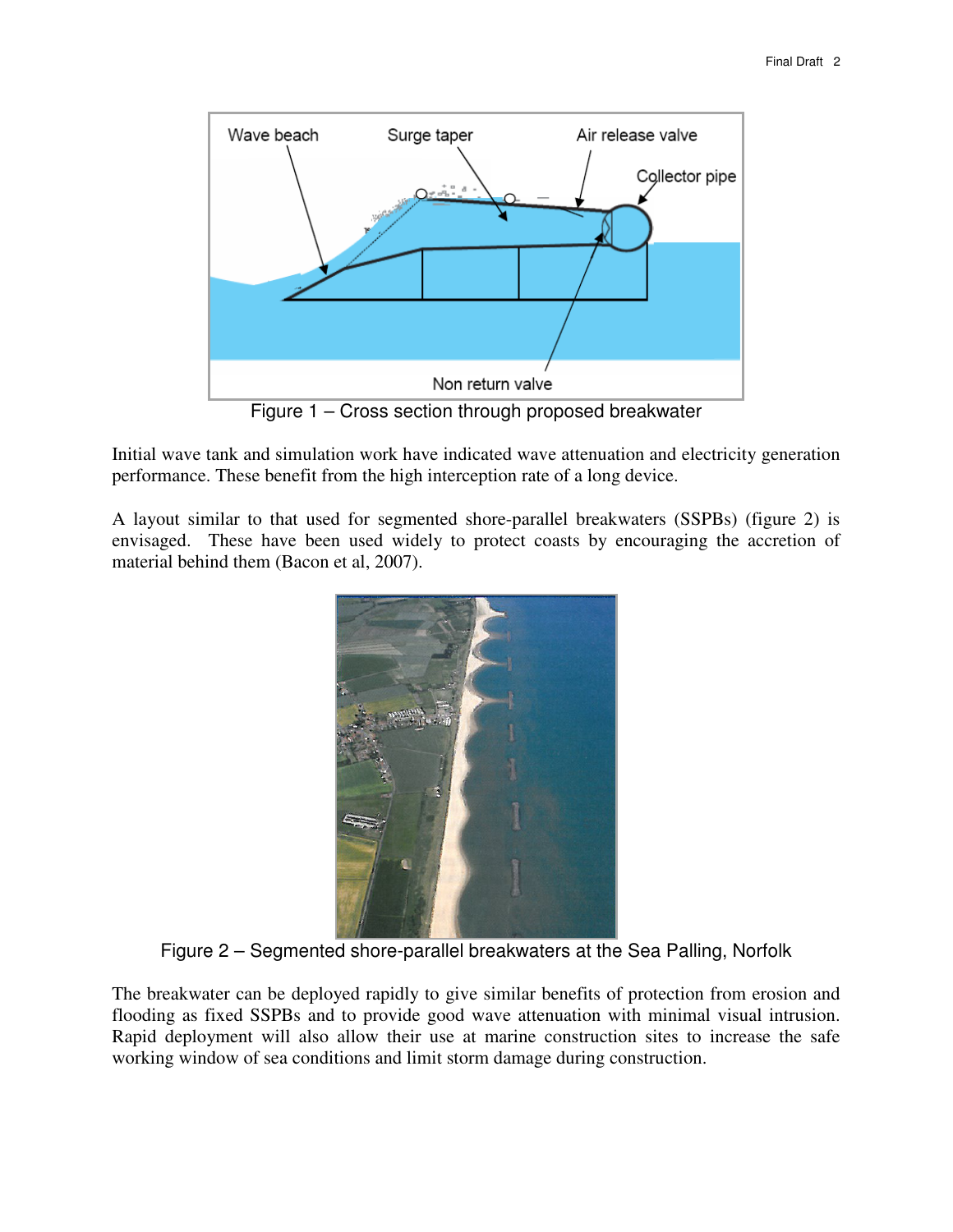Figure 1 – Cross section through proposed breakwater

Initial wave tank and simulation work have indicated wave attenuation and electricity generation performance. These benefit from the high interception rate of a long device.

A layout similar to that used for segmented shore-parallel breakwaters (SSPBs) (figure 2) is envisaged. These have been used widely to protect coasts by encouraging the accretion of material behind them (Bacon et al, 2007).

Figure 2 – Segmented shore-parallel breakwaters at the Sea Palling, Norfolk

The breakwater can be deployed rapidly to give similar benefits of protection from erosion and flooding as fixed SSPBs and to provide good wave attenuation with minimal visual intrusion. Rapid deployment will also allow their use at marine construction sites to increase the safe working window of sea conditions and limit storm damage during construction.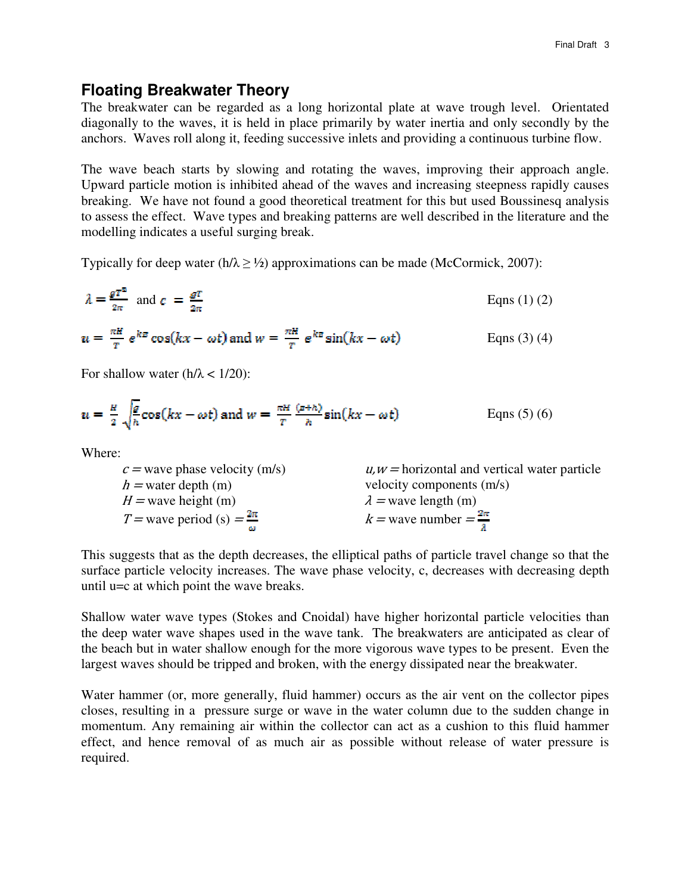## Floating Breakwater Theory

The breakwater can be regarded as a long horizontal plate at wave trough level. Orientated diagonally to the waves, it is held in place primarily by water inertia and only secondly by the anchors. Waves roll along it, feeding successive inlets and providing a continuous turbine flow.

The wave beach starts by slowing and rotating the waves, improving their approach angle. Upward particle motion is inhibited ahead of the waves and increasing steepness rapidly causes breaking. We have not found a good theoretical treatment for this but used Boussinesq analysis to assess the effect. Wave types and breaking patterns are well described in the literature and the modelling indicates a useful surging break.

Typically for deep water ($h/\lambda \geq ½$) approximations can be made (McCormick, 2007):

$$\lambda = \frac{gT^2}{2\pi} \text{ and } c = \frac{gT}{2\pi} \qquad \text{Eqns (1) (2)}$$

$$u = \frac{\pi H}{T} e^{kz} \cos(kx - \omega t) \text{ and } w = \frac{\pi H}{T} e^{kz} \sin(kx - \omega t) \qquad \text{Eqns (3) (4)}$$

For shallow water ($h/\lambda < 1/20$):

$$u = \frac{H}{2}\sqrt{\frac{g}{h}} \cos(kx - \omega t) \text{ and } w = \frac{\pi H}{T}\frac{(z+h)}{h} \sin(kx - \omega t) \qquad \text{Eqns (5) (6)}$$

Where:

- $c$ = wave phase velocity (m/s)
- $h$ = water depth (m)
- $H$ = wave height (m)
- $T$ = wave period (s) $= \frac{2\pi}{\omega}$
- $u, w$ = horizontal and vertical water particle velocity components (m/s)
- $\lambda$ = wave length (m)
- $k$ = wave number $= \frac{2\pi}{\lambda}$

This suggests that as the depth decreases, the elliptical paths of particle travel change so that the surface particle velocity increases. The wave phase velocity, c, decreases with decreasing depth until u=c at which point the wave breaks.

Shallow water wave types (Stokes and Cnoidal) have higher horizontal particle velocities than the deep water wave shapes used in the wave tank. The breakwaters are anticipated as clear of the beach but in water shallow enough for the more vigorous wave types to be present. Even the largest waves should be tripped and broken, with the energy dissipated near the breakwater.

Water hammer (or, more generally, fluid hammer) occurs as the air vent on the collector pipes closes, resulting in a pressure surge or wave in the water column due to the sudden change in momentum. Any remaining air within the collector can act as a cushion to this fluid hammer effect, and hence removal of as much air as possible without release of water pressure is required.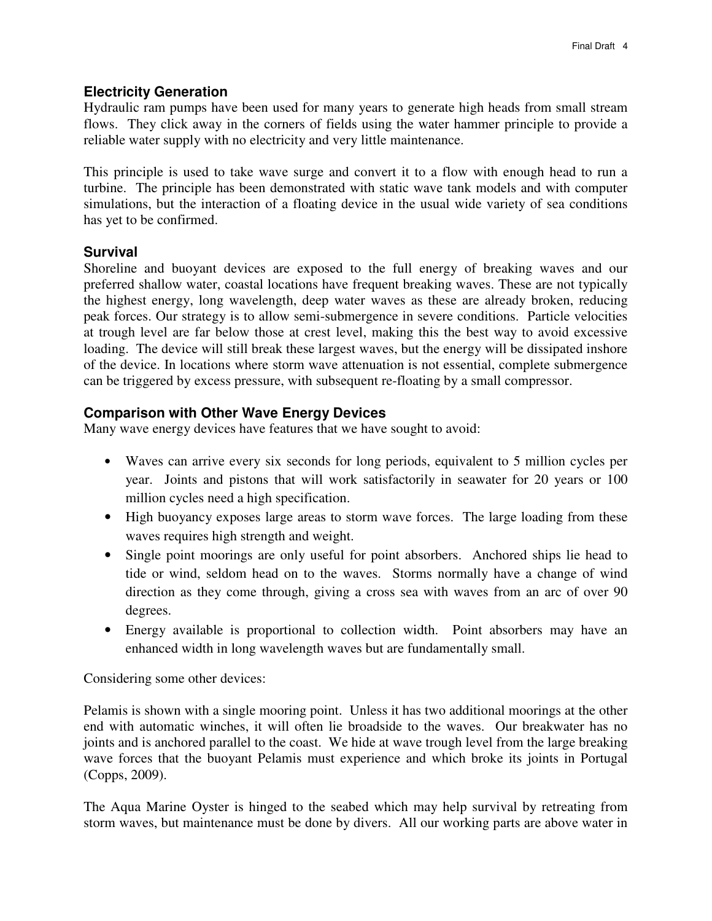## Electricity Generation

Hydraulic ram pumps have been used for many years to generate high heads from small stream flows. They click away in the corners of fields using the water hammer principle to provide a reliable water supply with no electricity and very little maintenance.

This principle is used to take wave surge and convert it to a flow with enough head to run a turbine. The principle has been demonstrated with static wave tank models and with computer simulations, but the interaction of a floating device in the usual wide variety of sea conditions has yet to be confirmed.

## Survival

Shoreline and buoyant devices are exposed to the full energy of breaking waves and our preferred shallow water, coastal locations have frequent breaking waves. These are not typically the highest energy, long wavelength, deep water waves as these are already broken, reducing peak forces. Our strategy is to allow semi-submergence in severe conditions. Particle velocities at trough level are far below those at crest level, making this the best way to avoid excessive loading. The device will still break these largest waves, but the energy will be dissipated inshore of the device. In locations where storm wave attenuation is not essential, complete submergence can be triggered by excess pressure, with subsequent re-floating by a small compressor.

## Comparison with Other Wave Energy Devices

Many wave energy devices have features that we have sought to avoid:

- Waves can arrive every six seconds for long periods, equivalent to 5 million cycles per year. Joints and pistons that will work satisfactorily in seawater for 20 years or 100 million cycles need a high specification.
- High buoyancy exposes large areas to storm wave forces. The large loading from these waves requires high strength and weight.
- Single point moorings are only useful for point absorbers. Anchored ships lie head to tide or wind, seldom head on to the waves. Storms normally have a change of wind direction as they come through, giving a cross sea with waves from an arc of over 90 degrees.
- Energy available is proportional to collection width. Point absorbers may have an enhanced width in long wavelength waves but are fundamentally small.

Considering some other devices:

Pelamis is shown with a single mooring point. Unless it has two additional moorings at the other end with automatic winches, it will often lie broadside to the waves. Our breakwater has no joints and is anchored parallel to the coast. We hide at wave trough level from the large breaking wave forces that the buoyant Pelamis must experience and which broke its joints in Portugal (Copps, 2009).

The Aqua Marine Oyster is hinged to the seabed which may help survival by retreating from storm waves, but maintenance must be done by divers. All our working parts are above water in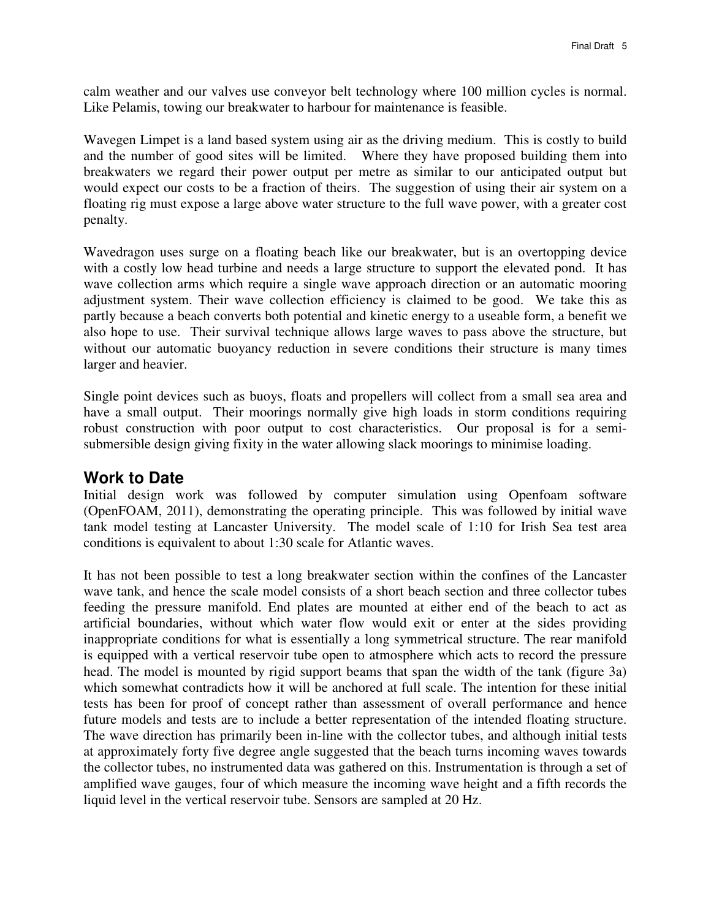calm weather and our valves use conveyor belt technology where 100 million cycles is normal. Like Pelamis, towing our breakwater to harbour for maintenance is feasible.

Wavegen Limpet is a land based system using air as the driving medium. This is costly to build and the number of good sites will be limited. Where they have proposed building them into breakwaters we regard their power output per metre as similar to our anticipated output but would expect our costs to be a fraction of theirs. The suggestion of using their air system on a floating rig must expose a large above water structure to the full wave power, with a greater cost penalty.

Wavedragon uses surge on a floating beach like our breakwater, but is an overtopping device with a costly low head turbine and needs a large structure to support the elevated pond. It has wave collection arms which require a single wave approach direction or an automatic mooring adjustment system. Their wave collection efficiency is claimed to be good. We take this as partly because a beach converts both potential and kinetic energy to a useable form, a benefit we also hope to use. Their survival technique allows large waves to pass above the structure, but without our automatic buoyancy reduction in severe conditions their structure is many times larger and heavier.

Single point devices such as buoys, floats and propellers will collect from a small sea area and have a small output. Their moorings normally give high loads in storm conditions requiring robust construction with poor output to cost characteristics. Our proposal is for a semi-submersible design giving fixity in the water allowing slack moorings to minimise loading.

## Work to Date

Initial design work was followed by computer simulation using Openfoam software (OpenFOAM, 2011), demonstrating the operating principle. This was followed by initial wave tank model testing at Lancaster University. The model scale of 1:10 for Irish Sea test area conditions is equivalent to about 1:30 scale for Atlantic waves.

It has not been possible to test a long breakwater section within the confines of the Lancaster wave tank, and hence the scale model consists of a short beach section and three collector tubes feeding the pressure manifold. End plates are mounted at either end of the beach to act as artificial boundaries, without which water flow would exit or enter at the sides providing inappropriate conditions for what is essentially a long symmetrical structure. The rear manifold is equipped with a vertical reservoir tube open to atmosphere which acts to record the pressure head. The model is mounted by rigid support beams that span the width of the tank (figure 3a) which somewhat contradicts how it will be anchored at full scale. The intention for these initial tests has been for proof of concept rather than assessment of overall performance and hence future models and tests are to include a better representation of the intended floating structure. The wave direction has primarily been in-line with the collector tubes, and although initial tests at approximately forty five degree angle suggested that the beach turns incoming waves towards the collector tubes, no instrumented data was gathered on this. Instrumentation is through a set of amplified wave gauges, four of which measure the incoming wave height and a fifth records the liquid level in the vertical reservoir tube. Sensors are sampled at 20 Hz.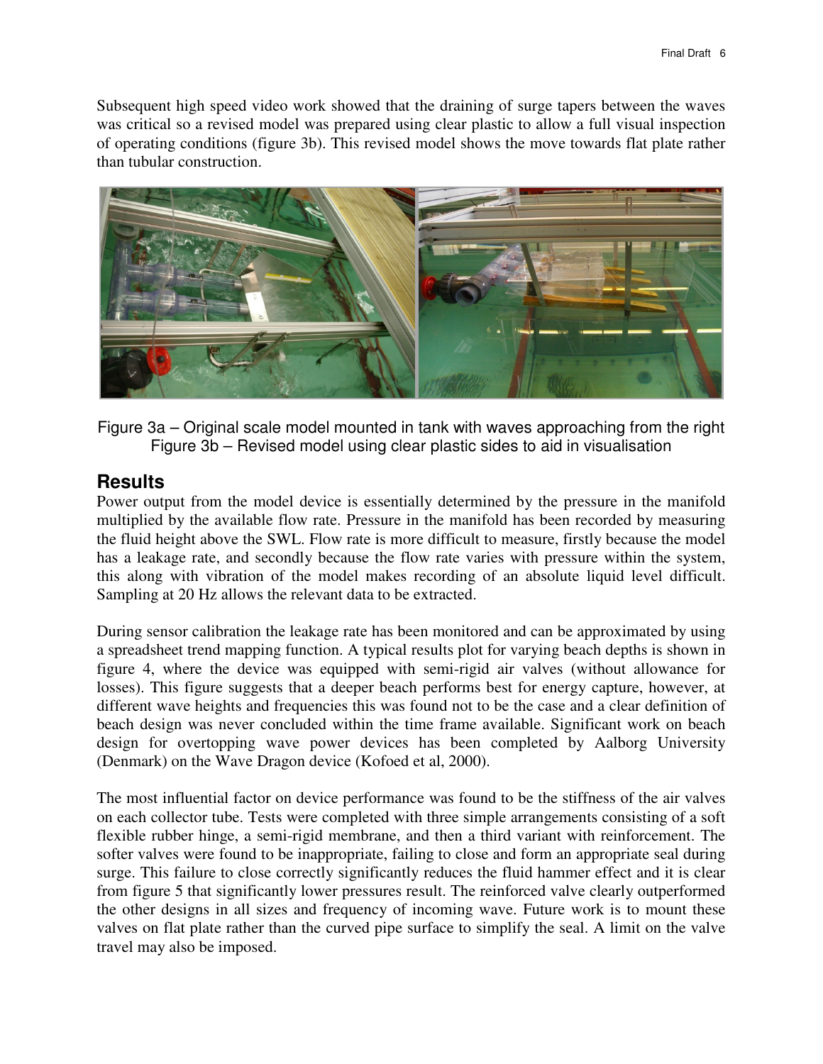Subsequent high speed video work showed that the draining of surge tapers between the waves was critical so a revised model was prepared using clear plastic to allow a full visual inspection of operating conditions (figure 3b). This revised model shows the move towards flat plate rather than tubular construction.

Figure 3a – Original scale model mounted in tank with waves approaching from the right
Figure 3b – Revised model using clear plastic sides to aid in visualisation

## Results

Power output from the model device is essentially determined by the pressure in the manifold multiplied by the available flow rate. Pressure in the manifold has been recorded by measuring the fluid height above the SWL. Flow rate is more difficult to measure, firstly because the model has a leakage rate, and secondly because the flow rate varies with pressure within the system, this along with vibration of the model makes recording of an absolute liquid level difficult. Sampling at 20 Hz allows the relevant data to be extracted.

During sensor calibration the leakage rate has been monitored and can be approximated by using a spreadsheet trend mapping function. A typical results plot for varying beach depths is shown in figure 4, where the device was equipped with semi-rigid air valves (without allowance for losses). This figure suggests that a deeper beach performs best for energy capture, however, at different wave heights and frequencies this was found not to be the case and a clear definition of beach design was never concluded within the time frame available. Significant work on beach design for overtopping wave power devices has been completed by Aalborg University (Denmark) on the Wave Dragon device (Kofoed et al, 2000).

The most influential factor on device performance was found to be the stiffness of the air valves on each collector tube. Tests were completed with three simple arrangements consisting of a soft flexible rubber hinge, a semi-rigid membrane, and then a third variant with reinforcement. The softer valves were found to be inappropriate, failing to close and form an appropriate seal during surge. This failure to close correctly significantly reduces the fluid hammer effect and it is clear from figure 5 that significantly lower pressures result. The reinforced valve clearly outperformed the other designs in all sizes and frequency of incoming wave. Future work is to mount these valves on flat plate rather than the curved pipe surface to simplify the seal. A limit on the valve travel may also be imposed.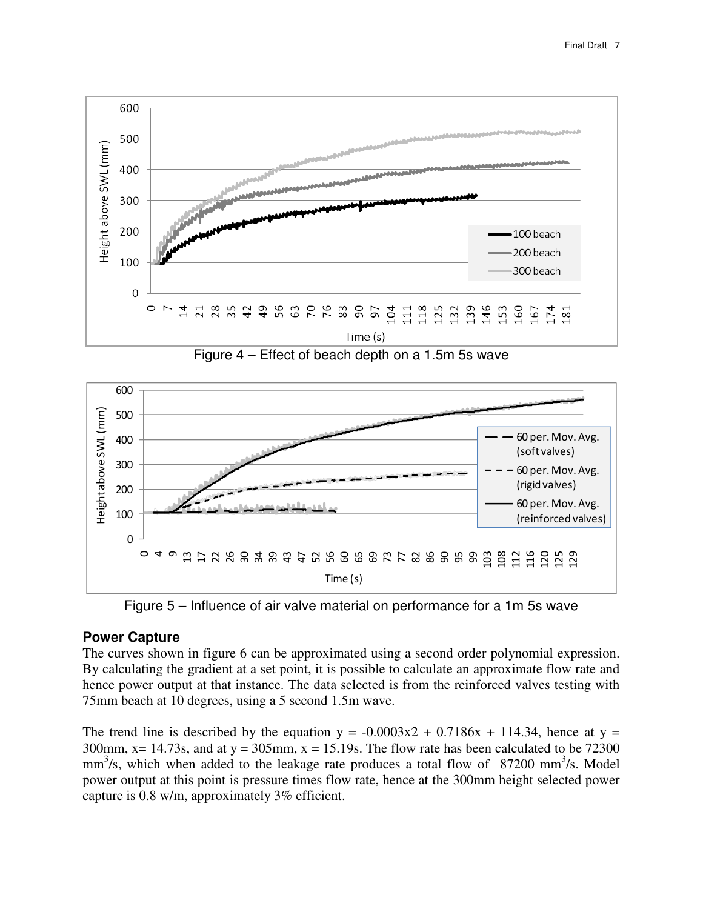Figure 4 – Effect of beach depth on a 1.5m 5s wave

Figure 5 – Influence of air valve material on performance for a 1m 5s wave

## Power Capture

The curves shown in figure 6 can be approximated using a second order polynomial expression. By calculating the gradient at a set point, it is possible to calculate an approximate flow rate and hence power output at that instance. The data selected is from the reinforced valves testing with 75mm beach at 10 degrees, using a 5 second 1.5m wave.

The trend line is described by the equation $y = -0.0003x2 + 0.7186x + 114.34$, hence at $y =$ 300mm, $x = 14.73$s, and at $y = 305$mm, $x = 15.19$s. The flow rate has been calculated to be 72300 $mm^3/s$, which when added to the leakage rate produces a total flow of 87200 $mm^3/s$. Model power output at this point is pressure times flow rate, hence at the 300mm height selected power capture is 0.8 w/m, approximately 3% efficient.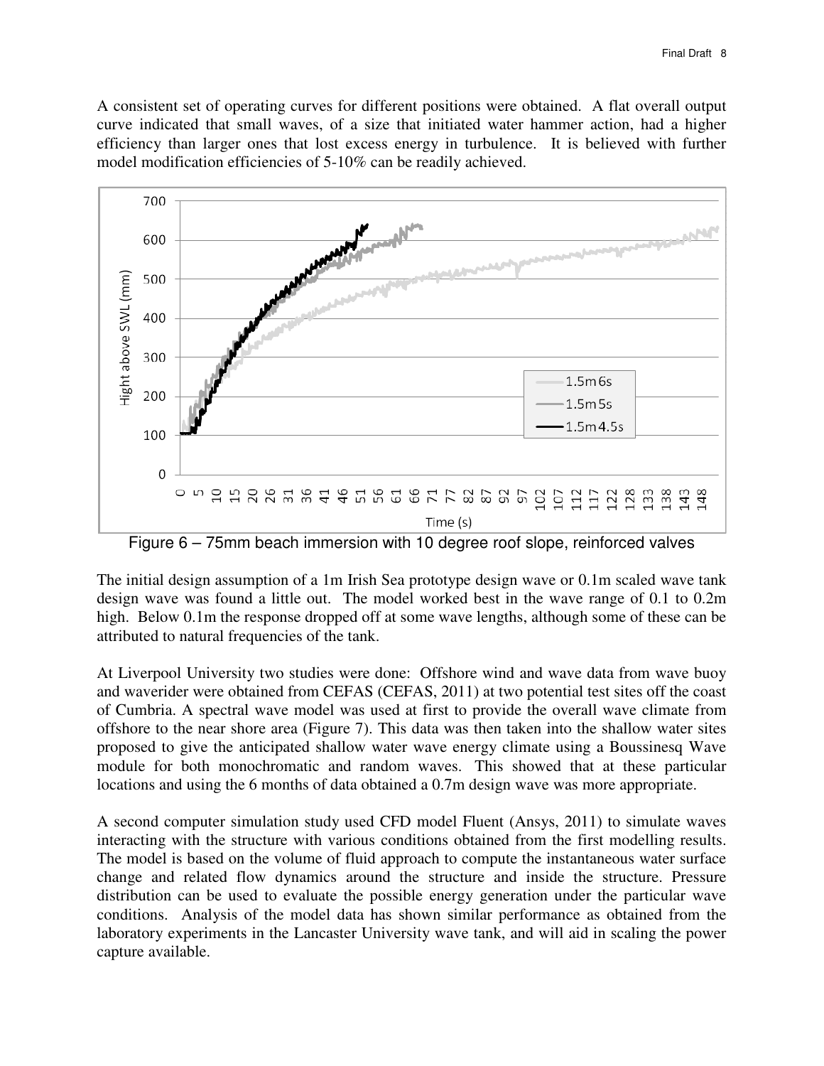A consistent set of operating curves for different positions were obtained. A flat overall output curve indicated that small waves, of a size that initiated water hammer action, had a higher efficiency than larger ones that lost excess energy in turbulence. It is believed with further model modification efficiencies of 5-10% can be readily achieved.

Figure 6 – 75mm beach immersion with 10 degree roof slope, reinforced valves

The initial design assumption of a 1m Irish Sea prototype design wave or 0.1m scaled wave tank design wave was found a little out. The model worked best in the wave range of 0.1 to 0.2m high. Below 0.1m the response dropped off at some wave lengths, although some of these can be attributed to natural frequencies of the tank.

At Liverpool University two studies were done: Offshore wind and wave data from wave buoy and waverider were obtained from CEFAS (CEFAS, 2011) at two potential test sites off the coast of Cumbria. A spectral wave model was used at first to provide the overall wave climate from offshore to the near shore area (Figure 7). This data was then taken into the shallow water sites proposed to give the anticipated shallow water wave energy climate using a Boussinesq Wave module for both monochromatic and random waves. This showed that at these particular locations and using the 6 months of data obtained a 0.7m design wave was more appropriate.

A second computer simulation study used CFD model Fluent (Ansys, 2011) to simulate waves interacting with the structure with various conditions obtained from the first modelling results. The model is based on the volume of fluid approach to compute the instantaneous water surface change and related flow dynamics around the structure and inside the structure. Pressure distribution can be used to evaluate the possible energy generation under the particular wave conditions. Analysis of the model data has shown similar performance as obtained from the laboratory experiments in the Lancaster University wave tank, and will aid in scaling the power capture available.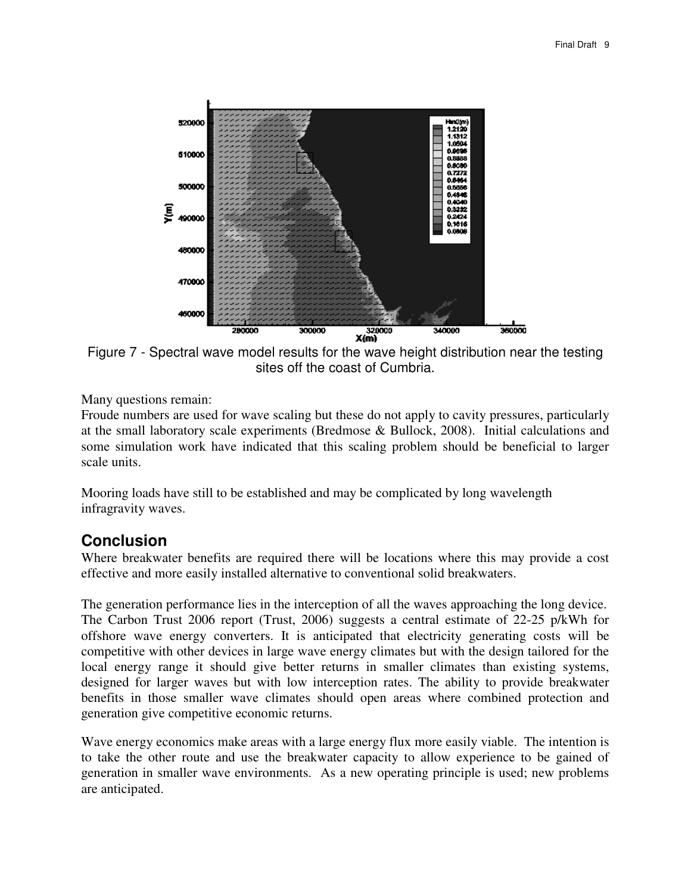Figure 7 - Spectral wave model results for the wave height distribution near the testing sites off the coast of Cumbria.

Many questions remain:

Froude numbers are used for wave scaling but these do not apply to cavity pressures, particularly at the small laboratory scale experiments (Bredmose & Bullock, 2008). Initial calculations and some simulation work have indicated that this scaling problem should be beneficial to larger scale units.

Mooring loads have still to be established and may be complicated by long wavelength infragravity waves.

## Conclusion

Where breakwater benefits are required there will be locations where this may provide a cost effective and more easily installed alternative to conventional solid breakwaters.

The generation performance lies in the interception of all the waves approaching the long device. The Carbon Trust 2006 report (Trust, 2006) suggests a central estimate of 22-25 p/kWh for offshore wave energy converters. It is anticipated that electricity generating costs will be competitive with other devices in large wave energy climates but with the design tailored for the local energy range it should give better returns in smaller climates than existing systems, designed for larger waves but with low interception rates. The ability to provide breakwater benefits in those smaller wave climates should open areas where combined protection and generation give competitive economic returns.

Wave energy economics make areas with a large energy flux more easily viable. The intention is to take the other route and use the breakwater capacity to allow experience to be gained of generation in smaller wave environments. As a new operating principle is used; new problems are anticipated.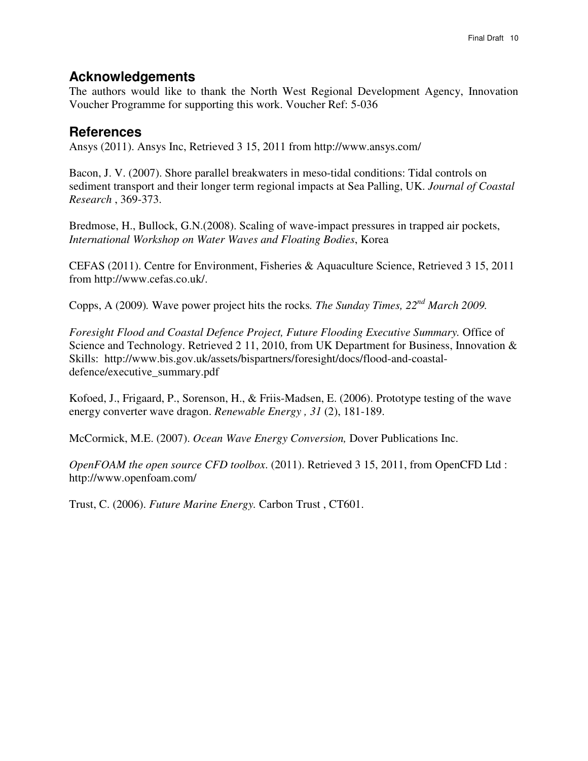## Acknowledgements

The authors would like to thank the North West Regional Development Agency, Innovation Voucher Programme for supporting this work. Voucher Ref: 5-036

## References

Ansys (2011). Ansys Inc, Retrieved 3 15, 2011 from http://www.ansys.com/

Bacon, J. V. (2007). Shore parallel breakwaters in meso-tidal conditions: Tidal controls on sediment transport and their longer term regional impacts at Sea Palling, UK. *Journal of Coastal Research* , 369-373.

Bredmose, H., Bullock, G.N.(2008). Scaling of wave-impact pressures in trapped air pockets, *International Workshop on Water Waves and Floating Bodies*, Korea

CEFAS (2011). Centre for Environment, Fisheries & Aquaculture Science, Retrieved 3 15, 2011 from http://www.cefas.co.uk/.

Copps, A (2009). Wave power project hits the rocks. *The Sunday Times, 22nd March 2009.*

*Foresight Flood and Coastal Defence Project, Future Flooding Executive Summary.* Office of Science and Technology. Retrieved 2 11, 2010, from UK Department for Business, Innovation & Skills: http://www.bis.gov.uk/assets/bispartners/foresight/docs/flood-and-coastal-defence/executive_summary.pdf

Kofoed, J., Frigaard, P., Sorenson, H., & Friis-Madsen, E. (2006). Prototype testing of the wave energy converter wave dragon. *Renewable Energy , 31* (2), 181-189.

McCormick, M.E. (2007). *Ocean Wave Energy Conversion,* Dover Publications Inc.

*OpenFOAM the open source CFD toolbox*. (2011). Retrieved 3 15, 2011, from OpenCFD Ltd : http://www.openfoam.com/

Trust, C. (2006). *Future Marine Energy.* Carbon Trust , CT601.